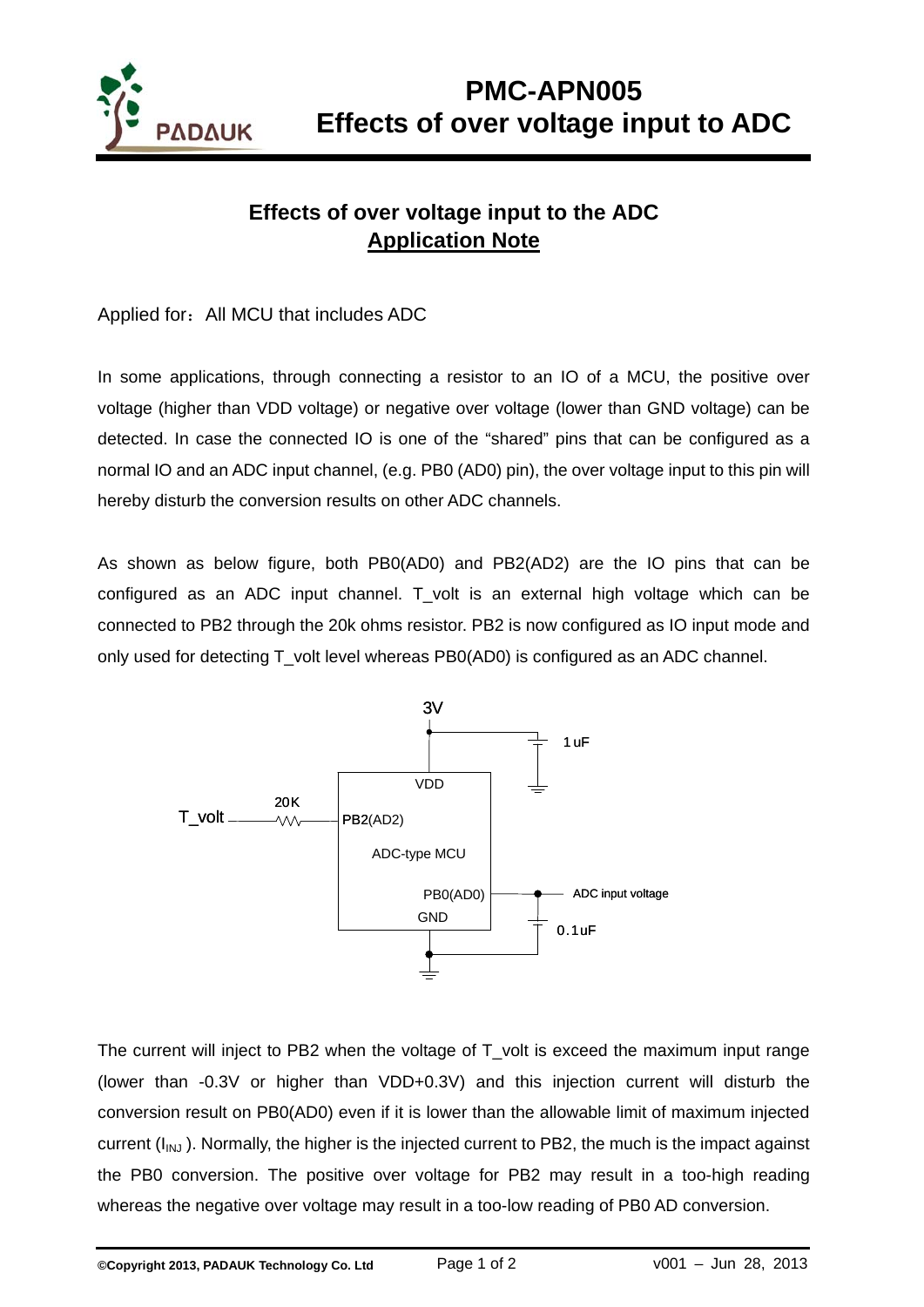# PMC-APN005 Effects of over voltage input to ADC

## Effects of over voltage input to the ADC
## Application Note

Applied for：All MCU that includes ADC

In some applications, through connecting a resistor to an IO of a MCU, the positive over voltage (higher than VDD voltage) or negative over voltage (lower than GND voltage) can be detected. In case the connected IO is one of the "shared" pins that can be configured as a normal IO and an ADC input channel, (e.g. PB0 (AD0) pin), the over voltage input to this pin will hereby disturb the conversion results on other ADC channels.

As shown as below figure, both PB0(AD0) and PB2(AD2) are the IO pins that can be configured as an ADC input channel. T_volt is an external high voltage which can be connected to PB2 through the 20k ohms resistor. PB2 is now configured as IO input mode and only used for detecting T_volt level whereas PB0(AD0) is configured as an ADC channel.

The current will inject to PB2 when the voltage of T_volt is exceed the maximum input range (lower than -0.3V or higher than VDD+0.3V) and this injection current will disturb the conversion result on PB0(AD0) even if it is lower than the allowable limit of maximum injected current ($I_{INJ}$ ). Normally, the higher is the injected current to PB2, the much is the impact against the PB0 conversion. The positive over voltage for PB2 may result in a too-high reading whereas the negative over voltage may result in a too-low reading of PB0 AD conversion.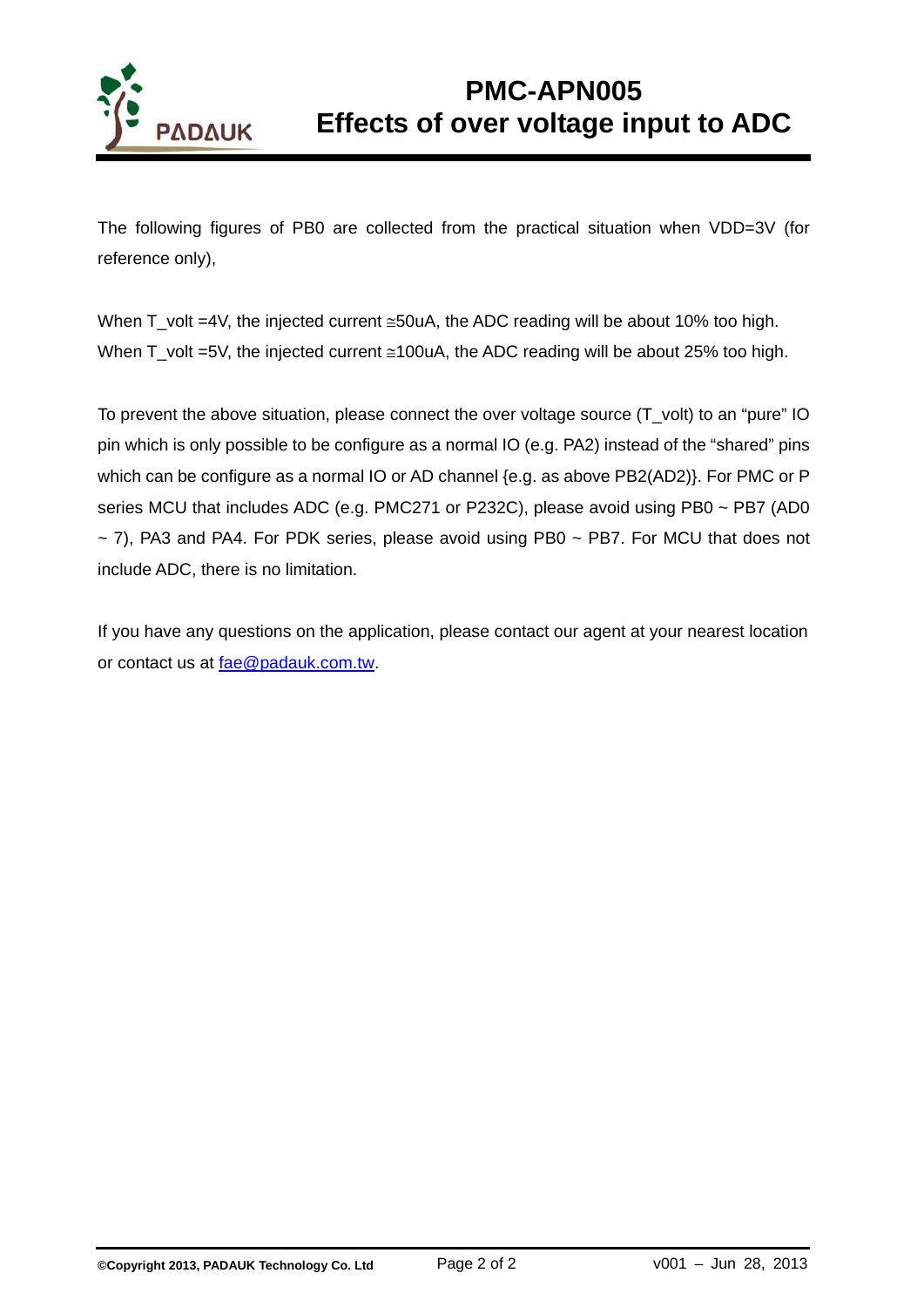The following figures of PB0 are collected from the practical situation when VDD=3V (for reference only),

When T_volt =4V, the injected current ≅50uA, the ADC reading will be about 10% too high.
When T_volt =5V, the injected current ≅100uA, the ADC reading will be about 25% too high.

To prevent the above situation, please connect the over voltage source (T_volt) to an "pure" IO pin which is only possible to be configure as a normal IO (e.g. PA2) instead of the "shared" pins which can be configure as a normal IO or AD channel {e.g. as above PB2(AD2)}. For PMC or P series MCU that includes ADC (e.g. PMC271 or P232C), please avoid using PB0 ~ PB7 (AD0 ~ 7), PA3 and PA4. For PDK series, please avoid using PB0 ~ PB7. For MCU that does not include ADC, there is no limitation.

If you have any questions on the application, please contact our agent at your nearest location or contact us at fae@padauk.com.tw.